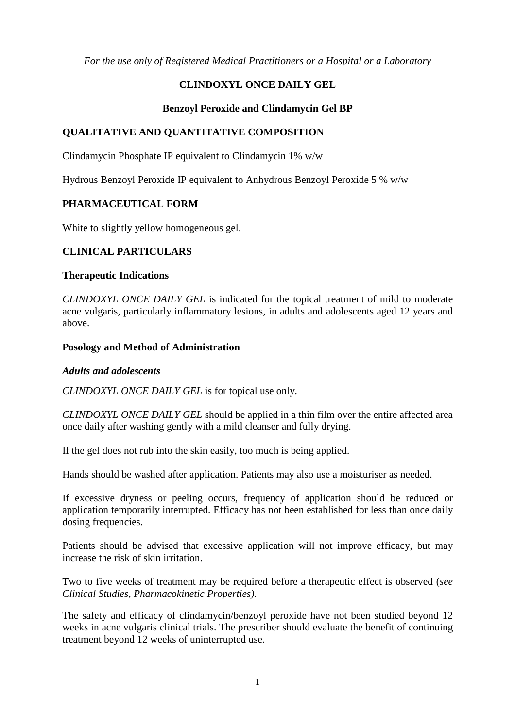*For the use only of Registered Medical Practitioners or a Hospital or a Laboratory*

# CLINDOXYL ONCE DAILY GEL

## Benzoyl Peroxide and Clindamycin Gel BP

## QUALITATIVE AND QUANTITATIVE COMPOSITION

Clindamycin Phosphate IP equivalent to Clindamycin 1% w/w

Hydrous Benzoyl Peroxide IP equivalent to Anhydrous Benzoyl Peroxide 5 % w/w

## PHARMACEUTICAL FORM

White to slightly yellow homogeneous gel.

## CLINICAL PARTICULARS

### Therapeutic Indications

*CLINDOXYL ONCE DAILY GEL* is indicated for the topical treatment of mild to moderate acne vulgaris, particularly inflammatory lesions, in adults and adolescents aged 12 years and above.

### Posology and Method of Administration

#### *Adults and adolescents*

*CLINDOXYL ONCE DAILY GEL* is for topical use only.

*CLINDOXYL ONCE DAILY GEL* should be applied in a thin film over the entire affected area once daily after washing gently with a mild cleanser and fully drying.

If the gel does not rub into the skin easily, too much is being applied.

Hands should be washed after application. Patients may also use a moisturiser as needed.

If excessive dryness or peeling occurs, frequency of application should be reduced or application temporarily interrupted. Efficacy has not been established for less than once daily dosing frequencies.

Patients should be advised that excessive application will not improve efficacy, but may increase the risk of skin irritation.

Two to five weeks of treatment may be required before a therapeutic effect is observed (*see Clinical Studies, Pharmacokinetic Properties).*

The safety and efficacy of clindamycin/benzoyl peroxide have not been studied beyond 12 weeks in acne vulgaris clinical trials. The prescriber should evaluate the benefit of continuing treatment beyond 12 weeks of uninterrupted use.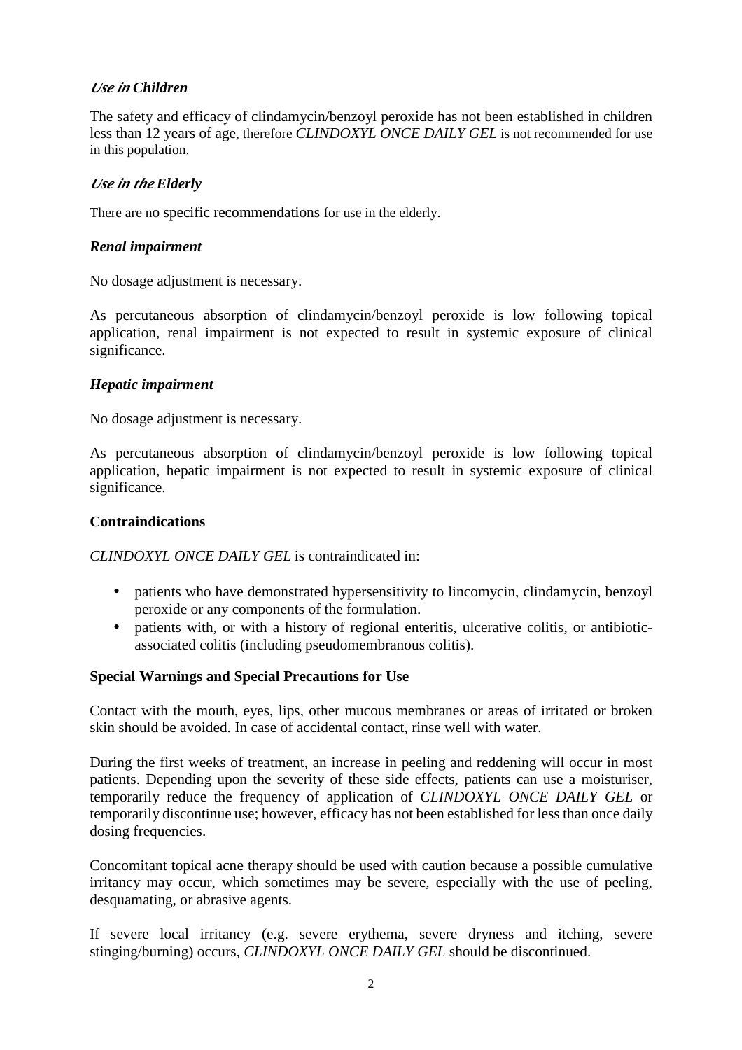### *Use in Children*

The safety and efficacy of clindamycin/benzoyl peroxide has not been established in children less than 12 years of age, therefore *CLINDOXYL ONCE DAILY GEL* is not recommended for use in this population.

### *Use in the Elderly*

There are no specific recommendations for use in the elderly.

### *Renal impairment*

No dosage adjustment is necessary.

As percutaneous absorption of clindamycin/benzoyl peroxide is low following topical application, renal impairment is not expected to result in systemic exposure of clinical significance.

### *Hepatic impairment*

No dosage adjustment is necessary.

As percutaneous absorption of clindamycin/benzoyl peroxide is low following topical application, hepatic impairment is not expected to result in systemic exposure of clinical significance.

## **Contraindications**

*CLINDOXYL ONCE DAILY GEL* is contraindicated in:

- patients who have demonstrated hypersensitivity to lincomycin, clindamycin, benzoyl peroxide or any components of the formulation.
- patients with, or with a history of regional enteritis, ulcerative colitis, or antibiotic-associated colitis (including pseudomembranous colitis).

## **Special Warnings and Special Precautions for Use**

Contact with the mouth, eyes, lips, other mucous membranes or areas of irritated or broken skin should be avoided. In case of accidental contact, rinse well with water.

During the first weeks of treatment, an increase in peeling and reddening will occur in most patients. Depending upon the severity of these side effects, patients can use a moisturiser, temporarily reduce the frequency of application of *CLINDOXYL ONCE DAILY GEL* or temporarily discontinue use; however, efficacy has not been established for less than once daily dosing frequencies.

Concomitant topical acne therapy should be used with caution because a possible cumulative irritancy may occur, which sometimes may be severe, especially with the use of peeling, desquamating, or abrasive agents.

If severe local irritancy (e.g. severe erythema, severe dryness and itching, severe stinging/burning) occurs, *CLINDOXYL ONCE DAILY GEL* should be discontinued.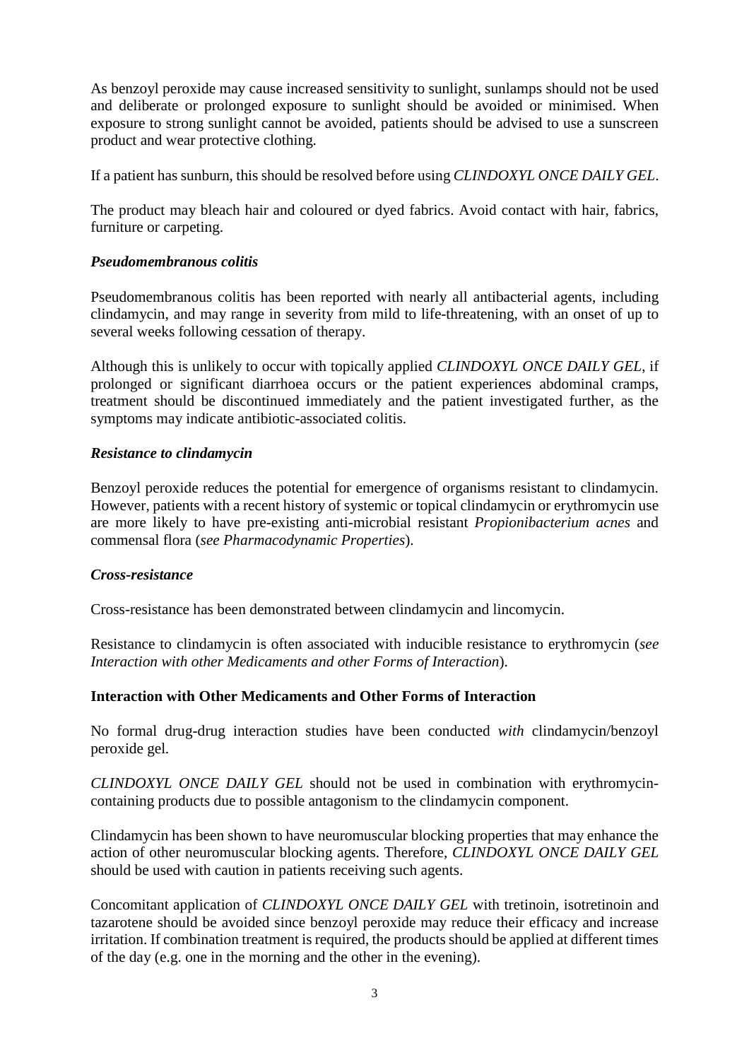As benzoyl peroxide may cause increased sensitivity to sunlight, sunlamps should not be used and deliberate or prolonged exposure to sunlight should be avoided or minimised. When exposure to strong sunlight cannot be avoided, patients should be advised to use a sunscreen product and wear protective clothing.

If a patient has sunburn, this should be resolved before using *CLINDOXYL ONCE DAILY GEL*.

The product may bleach hair and coloured or dyed fabrics. Avoid contact with hair, fabrics, furniture or carpeting.

***Pseudomembranous colitis***

Pseudomembranous colitis has been reported with nearly all antibacterial agents, including clindamycin, and may range in severity from mild to life-threatening, with an onset of up to several weeks following cessation of therapy.

Although this is unlikely to occur with topically applied *CLINDOXYL ONCE DAILY GEL*, if prolonged or significant diarrhoea occurs or the patient experiences abdominal cramps, treatment should be discontinued immediately and the patient investigated further, as the symptoms may indicate antibiotic-associated colitis.

***Resistance to clindamycin***

Benzoyl peroxide reduces the potential for emergence of organisms resistant to clindamycin. However, patients with a recent history of systemic or topical clindamycin or erythromycin use are more likely to have pre-existing anti-microbial resistant *Propionibacterium acnes* and commensal flora (*see Pharmacodynamic Properties*).

***Cross-resistance***

Cross-resistance has been demonstrated between clindamycin and lincomycin.

Resistance to clindamycin is often associated with inducible resistance to erythromycin (*see Interaction with other Medicaments and other Forms of Interaction*).

**Interaction with Other Medicaments and Other Forms of Interaction**

No formal drug-drug interaction studies have been conducted *with* clindamycin/benzoyl peroxide gel.

*CLINDOXYL ONCE DAILY GEL* should not be used in combination with erythromycin-containing products due to possible antagonism to the clindamycin component.

Clindamycin has been shown to have neuromuscular blocking properties that may enhance the action of other neuromuscular blocking agents. Therefore, *CLINDOXYL ONCE DAILY GEL* should be used with caution in patients receiving such agents.

Concomitant application of *CLINDOXYL ONCE DAILY GEL* with tretinoin, isotretinoin and tazarotene should be avoided since benzoyl peroxide may reduce their efficacy and increase irritation. If combination treatment is required, the products should be applied at different times of the day (e.g. one in the morning and the other in the evening).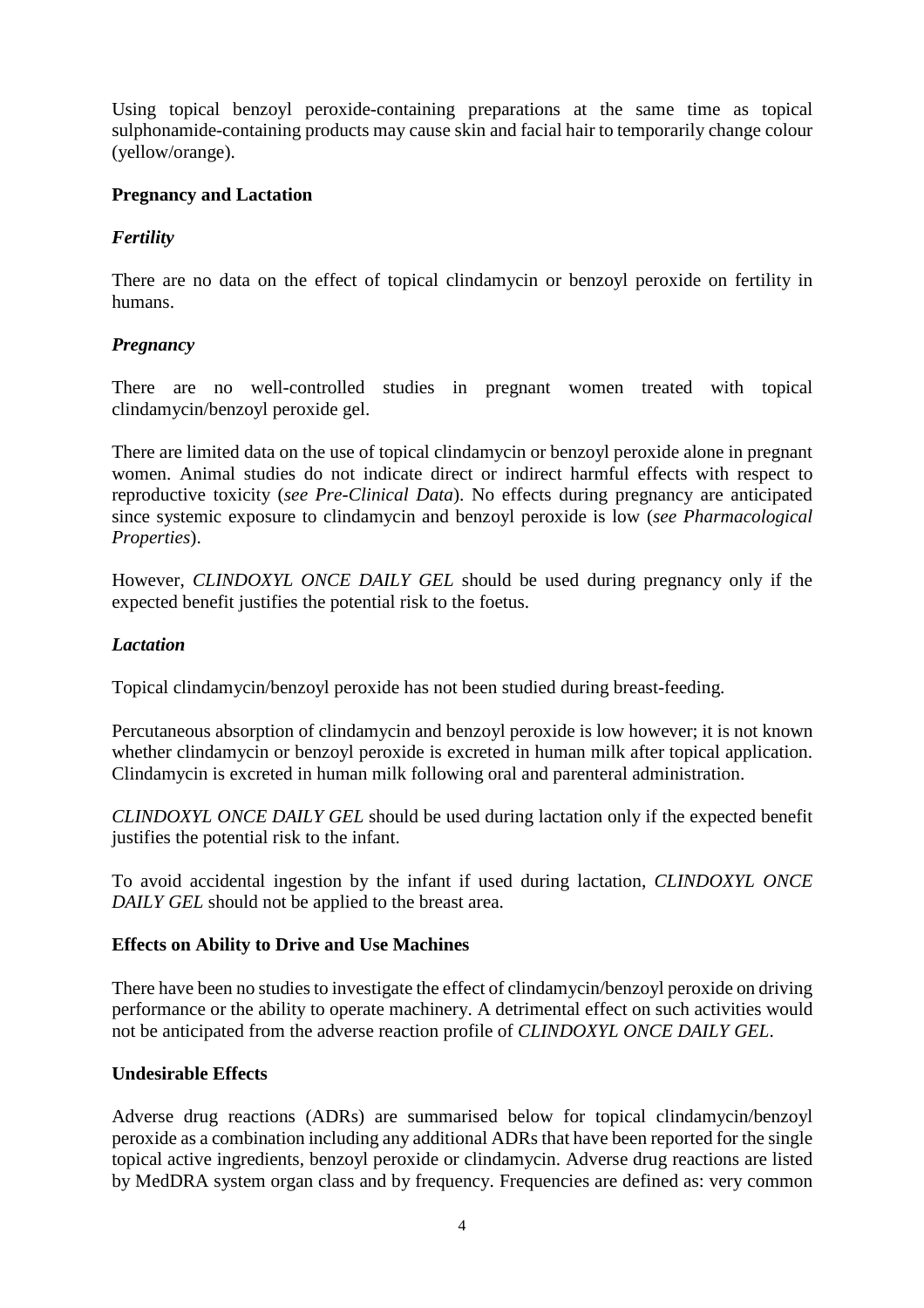Using topical benzoyl peroxide-containing preparations at the same time as topical sulphonamide-containing products may cause skin and facial hair to temporarily change colour (yellow/orange).

## Pregnancy and Lactation

### *Fertility*

There are no data on the effect of topical clindamycin or benzoyl peroxide on fertility in humans.

### *Pregnancy*

There are no well-controlled studies in pregnant women treated with topical clindamycin/benzoyl peroxide gel.

There are limited data on the use of topical clindamycin or benzoyl peroxide alone in pregnant women. Animal studies do not indicate direct or indirect harmful effects with respect to reproductive toxicity (*see Pre-Clinical Data*). No effects during pregnancy are anticipated since systemic exposure to clindamycin and benzoyl peroxide is low (*see Pharmacological Properties*).

However, *CLINDOXYL ONCE DAILY GEL* should be used during pregnancy only if the expected benefit justifies the potential risk to the foetus.

### *Lactation*

Topical clindamycin/benzoyl peroxide has not been studied during breast-feeding.

Percutaneous absorption of clindamycin and benzoyl peroxide is low however; it is not known whether clindamycin or benzoyl peroxide is excreted in human milk after topical application. Clindamycin is excreted in human milk following oral and parenteral administration.

*CLINDOXYL ONCE DAILY GEL* should be used during lactation only if the expected benefit justifies the potential risk to the infant.

To avoid accidental ingestion by the infant if used during lactation, *CLINDOXYL ONCE DAILY GEL* should not be applied to the breast area.

## Effects on Ability to Drive and Use Machines

There have been no studies to investigate the effect of clindamycin/benzoyl peroxide on driving performance or the ability to operate machinery. A detrimental effect on such activities would not be anticipated from the adverse reaction profile of *CLINDOXYL ONCE DAILY GEL*.

## Undesirable Effects

Adverse drug reactions (ADRs) are summarised below for topical clindamycin/benzoyl peroxide as a combination including any additional ADRs that have been reported for the single topical active ingredients, benzoyl peroxide or clindamycin. Adverse drug reactions are listed by MedDRA system organ class and by frequency. Frequencies are defined as: very common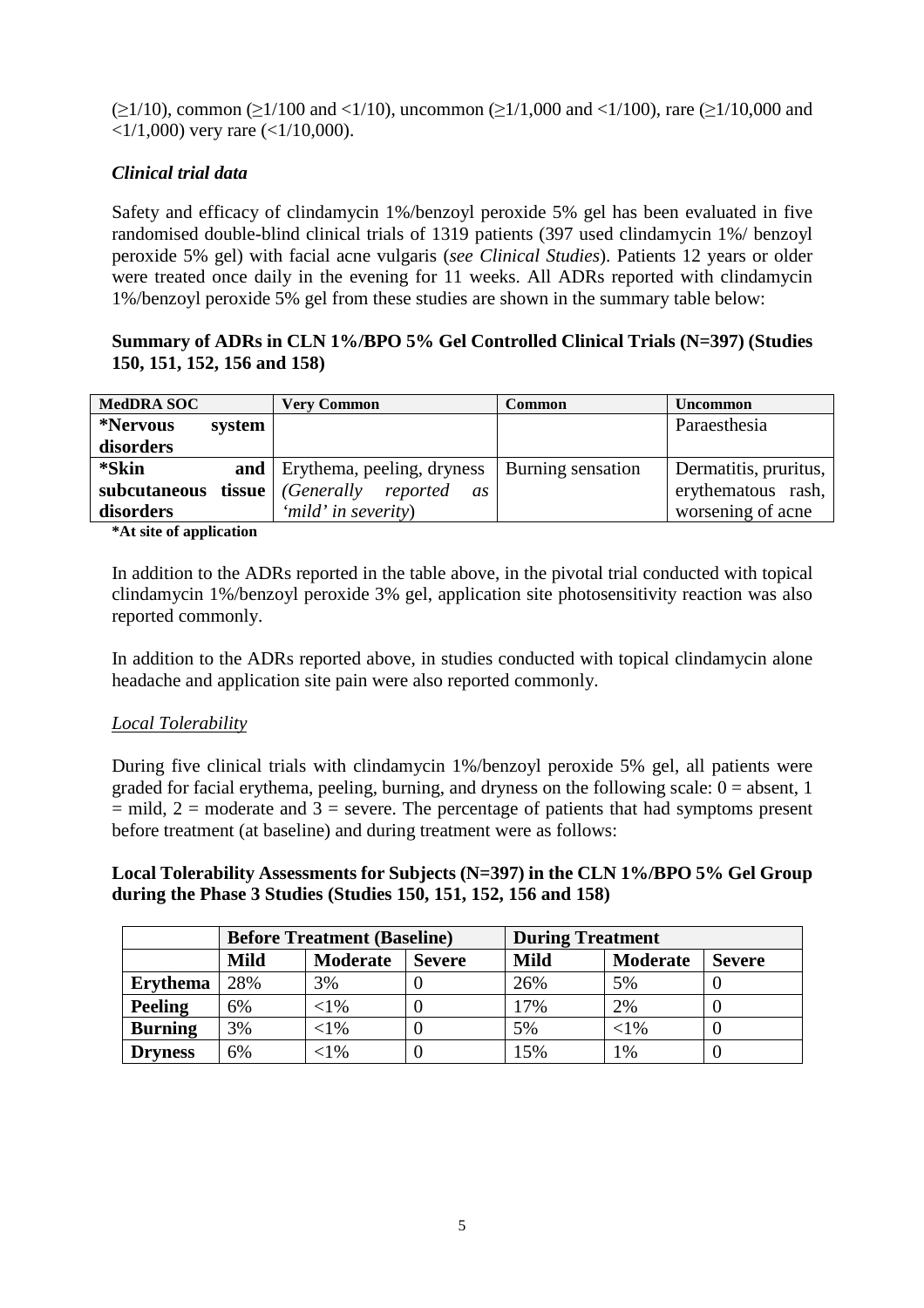(≥1/10), common (≥1/100 and <1/10), uncommon (≥1/1,000 and <1/100), rare (≥1/10,000 and <1/1,000) very rare (<1/10,000).

### *Clinical trial data*

Safety and efficacy of clindamycin 1%/benzoyl peroxide 5% gel has been evaluated in five randomised double-blind clinical trials of 1319 patients (397 used clindamycin 1%/ benzoyl peroxide 5% gel) with facial acne vulgaris (*see Clinical Studies*). Patients 12 years or older were treated once daily in the evening for 11 weeks. All ADRs reported with clindamycin 1%/benzoyl peroxide 5% gel from these studies are shown in the summary table below:

**Summary of ADRs in CLN 1%/BPO 5% Gel Controlled Clinical Trials (N=397) (Studies 150, 151, 152, 156 and 158)**

| MedDRA SOC | Very Common | Common | Uncommon |
|---|---|---|---|
| ***Nervous system disorders** | | | Paraesthesia |
| ***Skin and subcutaneous tissue disorders** | Erythema, peeling, dryness (*Generally reported as 'mild' in severity*) | Burning sensation | Dermatitis, pruritus, erythematous rash, worsening of acne |

***At site of application**

In addition to the ADRs reported in the table above, in the pivotal trial conducted with topical clindamycin 1%/benzoyl peroxide 3% gel, application site photosensitivity reaction was also reported commonly.

In addition to the ADRs reported above, in studies conducted with topical clindamycin alone headache and application site pain were also reported commonly.

#### Local Tolerability

During five clinical trials with clindamycin 1%/benzoyl peroxide 5% gel, all patients were graded for facial erythema, peeling, burning, and dryness on the following scale: 0 = absent, 1 = mild, 2 = moderate and 3 = severe. The percentage of patients that had symptoms present before treatment (at baseline) and during treatment were as follows:

**Local Tolerability Assessments for Subjects (N=397) in the CLN 1%/BPO 5% Gel Group during the Phase 3 Studies (Studies 150, 151, 152, 156 and 158)**

| | Before Treatment (Baseline) | | | During Treatment | | |
|---|---|---|---|---|---|---|
| | **Mild** | **Moderate** | **Severe** | **Mild** | **Moderate** | **Severe** |
| **Erythema** | 28% | 3% | 0 | 26% | 5% | 0 |
| **Peeling** | 6% | <1% | 0 | 17% | 2% | 0 |
| **Burning** | 3% | <1% | 0 | 5% | <1% | 0 |
| **Dryness** | 6% | <1% | 0 | 15% | 1% | 0 |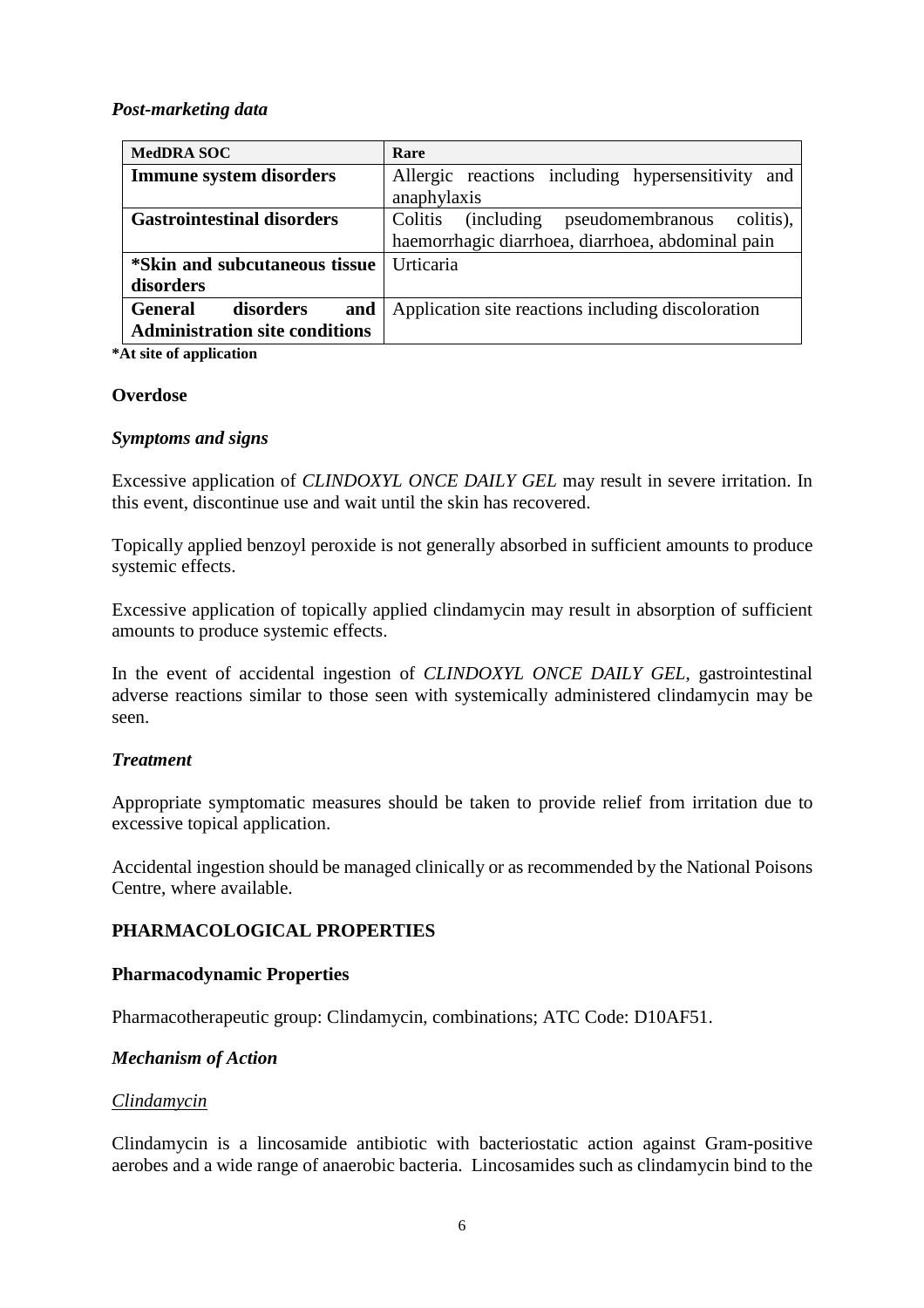*Post-marketing data*

| **MedDRA SOC** | **Rare** |
|---|---|
| **Immune system disorders** | Allergic reactions including hypersensitivity and anaphylaxis |
| **Gastrointestinal disorders** | Colitis (including pseudomembranous colitis), haemorrhagic diarrhoea, diarrhoea, abdominal pain |
| ***Skin and subcutaneous tissue disorders** | Urticaria |
| **General disorders and Administration site conditions** | Application site reactions including discoloration |

***At site of application**

**Overdose**

*Symptoms and signs*

Excessive application of *CLINDOXYL ONCE DAILY GEL* may result in severe irritation. In this event, discontinue use and wait until the skin has recovered.

Topically applied benzoyl peroxide is not generally absorbed in sufficient amounts to produce systemic effects.

Excessive application of topically applied clindamycin may result in absorption of sufficient amounts to produce systemic effects.

In the event of accidental ingestion of *CLINDOXYL ONCE DAILY GEL*, gastrointestinal adverse reactions similar to those seen with systemically administered clindamycin may be seen.

*Treatment*

Appropriate symptomatic measures should be taken to provide relief from irritation due to excessive topical application.

Accidental ingestion should be managed clinically or as recommended by the National Poisons Centre, where available.

## PHARMACOLOGICAL PROPERTIES

### Pharmacodynamic Properties

Pharmacotherapeutic group: Clindamycin, combinations; ATC Code: D10AF51.

*Mechanism of Action*

Clindamycin

Clindamycin is a lincosamide antibiotic with bacteriostatic action against Gram-positive aerobes and a wide range of anaerobic bacteria. Lincosamides such as clindamycin bind to the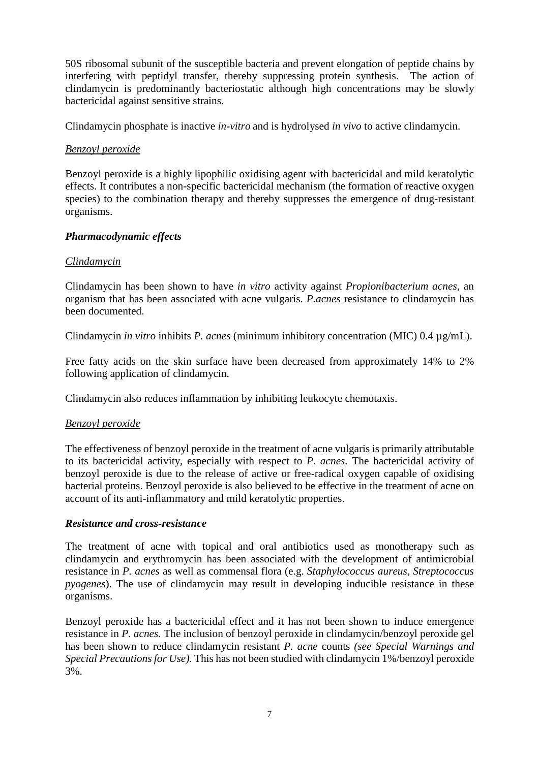50S ribosomal subunit of the susceptible bacteria and prevent elongation of peptide chains by interfering with peptidyl transfer, thereby suppressing protein synthesis. The action of clindamycin is predominantly bacteriostatic although high concentrations may be slowly bactericidal against sensitive strains.

Clindamycin phosphate is inactive *in-vitro* and is hydrolysed *in vivo* to active clindamycin.

<u>*Benzoyl peroxide*</u>

Benzoyl peroxide is a highly lipophilic oxidising agent with bactericidal and mild keratolytic effects. It contributes a non-specific bactericidal mechanism (the formation of reactive oxygen species) to the combination therapy and thereby suppresses the emergence of drug-resistant organisms.

***Pharmacodynamic effects***

<u>*Clindamycin*</u>

Clindamycin has been shown to have *in vitro* activity against *Propionibacterium acnes*, an organism that has been associated with acne vulgaris. *P.acnes* resistance to clindamycin has been documented.

Clindamycin *in vitro* inhibits *P. acnes* (minimum inhibitory concentration (MIC) 0.4 µg/mL).

Free fatty acids on the skin surface have been decreased from approximately 14% to 2% following application of clindamycin.

Clindamycin also reduces inflammation by inhibiting leukocyte chemotaxis.

<u>*Benzoyl peroxide*</u>

The effectiveness of benzoyl peroxide in the treatment of acne vulgaris is primarily attributable to its bactericidal activity, especially with respect to *P. acnes.* The bactericidal activity of benzoyl peroxide is due to the release of active or free-radical oxygen capable of oxidising bacterial proteins. Benzoyl peroxide is also believed to be effective in the treatment of acne on account of its anti-inflammatory and mild keratolytic properties.

***Resistance and cross-resistance***

The treatment of acne with topical and oral antibiotics used as monotherapy such as clindamycin and erythromycin has been associated with the development of antimicrobial resistance in *P. acnes* as well as commensal flora (e.g. *Staphylococcus aureus*, *Streptococcus pyogenes*). The use of clindamycin may result in developing inducible resistance in these organisms.

Benzoyl peroxide has a bactericidal effect and it has not been shown to induce emergence resistance in *P. acnes.* The inclusion of benzoyl peroxide in clindamycin/benzoyl peroxide gel has been shown to reduce clindamycin resistant *P. acne* counts *(see Special Warnings and Special Precautions for Use)*. This has not been studied with clindamycin 1%/benzoyl peroxide 3%.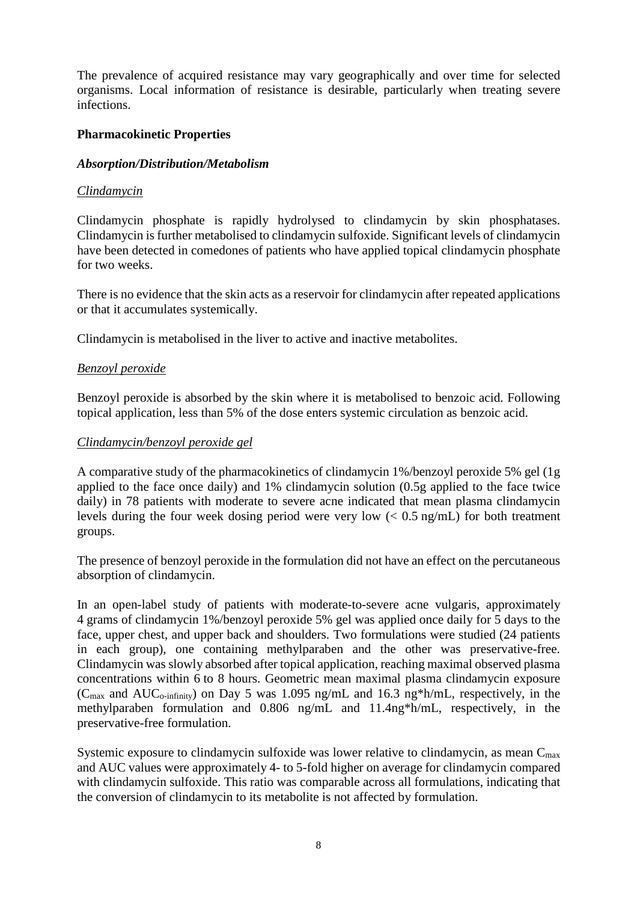The prevalence of acquired resistance may vary geographically and over time for selected organisms. Local information of resistance is desirable, particularly when treating severe infections.

**Pharmacokinetic Properties**

***Absorption/Distribution/Metabolism***

*Clindamycin*

Clindamycin phosphate is rapidly hydrolysed to clindamycin by skin phosphatases. Clindamycin is further metabolised to clindamycin sulfoxide. Significant levels of clindamycin have been detected in comedones of patients who have applied topical clindamycin phosphate for two weeks.

There is no evidence that the skin acts as a reservoir for clindamycin after repeated applications or that it accumulates systemically.

Clindamycin is metabolised in the liver to active and inactive metabolites.

*Benzoyl peroxide*

Benzoyl peroxide is absorbed by the skin where it is metabolised to benzoic acid. Following topical application, less than 5% of the dose enters systemic circulation as benzoic acid.

*Clindamycin/benzoyl peroxide gel*

A comparative study of the pharmacokinetics of clindamycin 1%/benzoyl peroxide 5% gel (1g applied to the face once daily) and 1% clindamycin solution (0.5g applied to the face twice daily) in 78 patients with moderate to severe acne indicated that mean plasma clindamycin levels during the four week dosing period were very low (< 0.5 ng/mL) for both treatment groups.

The presence of benzoyl peroxide in the formulation did not have an effect on the percutaneous absorption of clindamycin.

In an open-label study of patients with moderate-to-severe acne vulgaris, approximately 4 grams of clindamycin 1%/benzoyl peroxide 5% gel was applied once daily for 5 days to the face, upper chest, and upper back and shoulders. Two formulations were studied (24 patients in each group), one containing methylparaben and the other was preservative-free. Clindamycin was slowly absorbed after topical application, reaching maximal observed plasma concentrations within 6 to 8 hours. Geometric mean maximal plasma clindamycin exposure ($C_{max}$ and $AUC_{o\text{-}infinity}$) on Day 5 was 1.095 ng/mL and 16.3 ng*h/mL, respectively, in the methylparaben formulation and 0.806 ng/mL and 11.4ng*h/mL, respectively, in the preservative-free formulation.

Systemic exposure to clindamycin sulfoxide was lower relative to clindamycin, as mean $C_{max}$ and AUC values were approximately 4- to 5-fold higher on average for clindamycin compared with clindamycin sulfoxide. This ratio was comparable across all formulations, indicating that the conversion of clindamycin to its metabolite is not affected by formulation.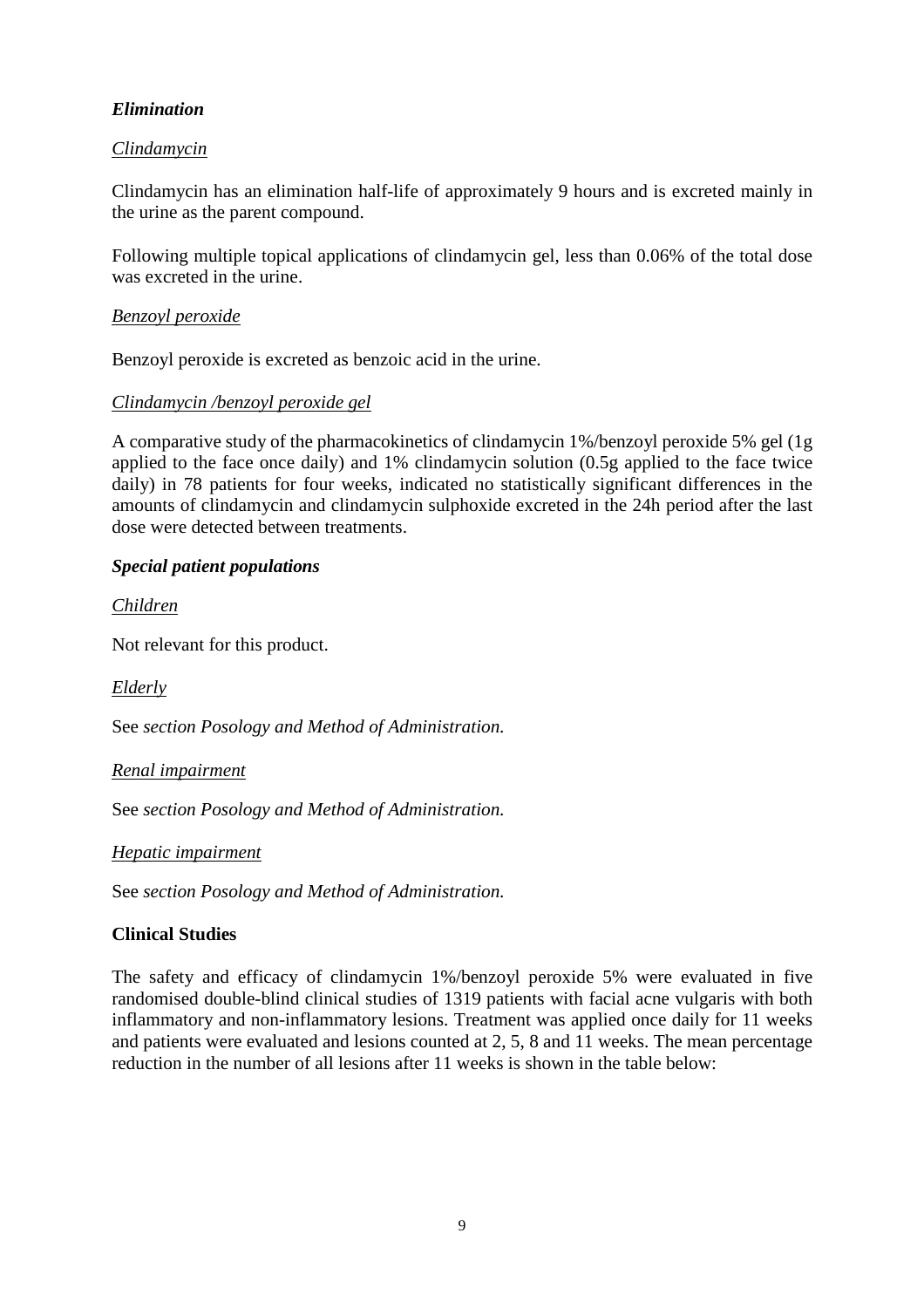### *Elimination*

*Clindamycin*

Clindamycin has an elimination half-life of approximately 9 hours and is excreted mainly in the urine as the parent compound.

Following multiple topical applications of clindamycin gel, less than 0.06% of the total dose was excreted in the urine.

*Benzoyl peroxide*

Benzoyl peroxide is excreted as benzoic acid in the urine.

*Clindamycin /benzoyl peroxide gel*

A comparative study of the pharmacokinetics of clindamycin 1%/benzoyl peroxide 5% gel (1g applied to the face once daily) and 1% clindamycin solution (0.5g applied to the face twice daily) in 78 patients for four weeks, indicated no statistically significant differences in the amounts of clindamycin and clindamycin sulphoxide excreted in the 24h period after the last dose were detected between treatments.

### *Special patient populations*

*Children*

Not relevant for this product.

*Elderly*

See *section Posology and Method of Administration.*

*Renal impairment*

See *section Posology and Method of Administration.*

*Hepatic impairment*

See *section Posology and Method of Administration.*

### Clinical Studies

The safety and efficacy of clindamycin 1%/benzoyl peroxide 5% were evaluated in five randomised double-blind clinical studies of 1319 patients with facial acne vulgaris with both inflammatory and non-inflammatory lesions. Treatment was applied once daily for 11 weeks and patients were evaluated and lesions counted at 2, 5, 8 and 11 weeks. The mean percentage reduction in the number of all lesions after 11 weeks is shown in the table below: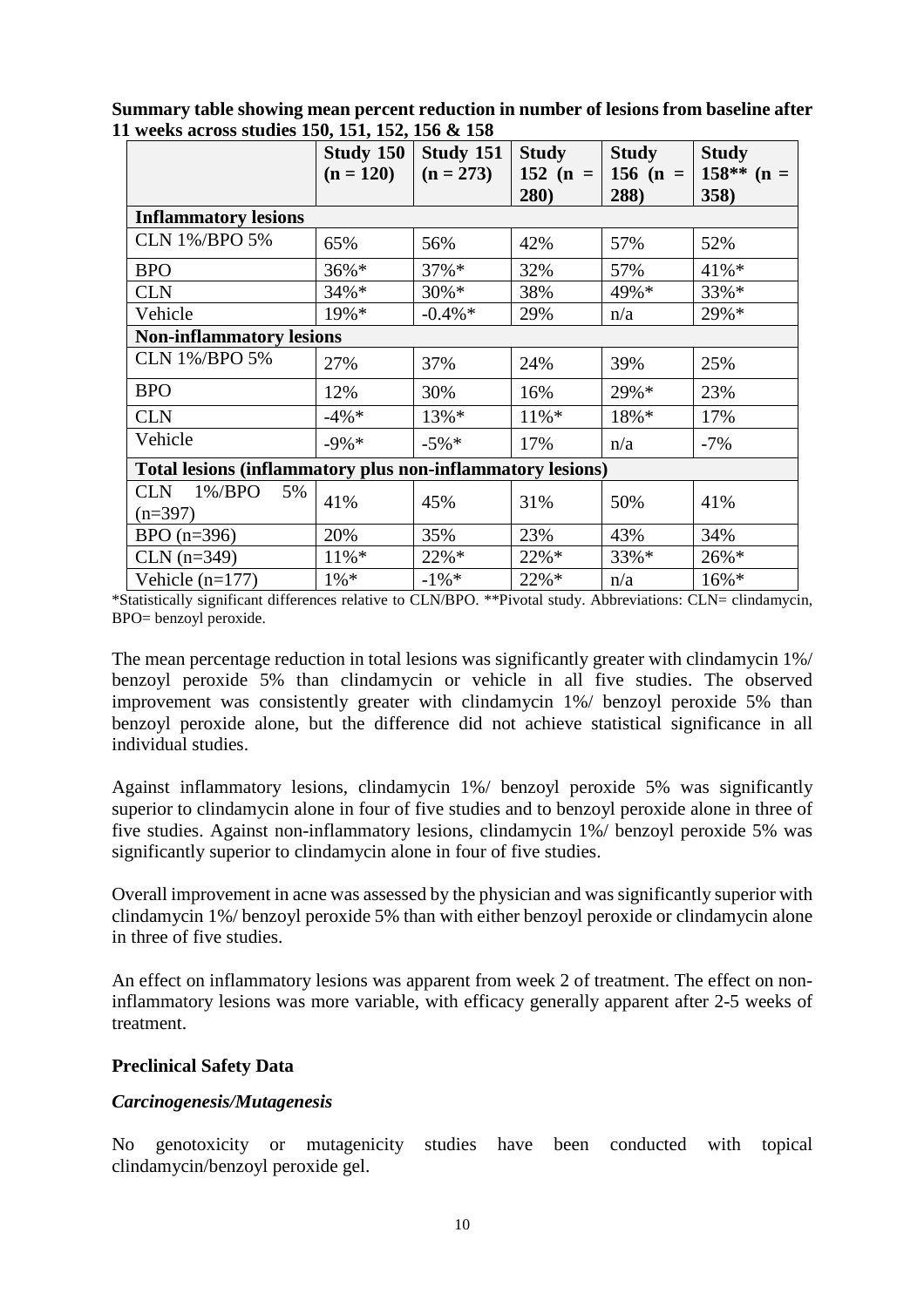**Summary table showing mean percent reduction in number of lesions from baseline after 11 weeks across studies 150, 151, 152, 156 & 158**

| | Study 150 (n = 120) | Study 151 (n = 273) | Study 152 (n = 280) | Study 156 (n = 288) | Study 158** (n = 358) |
|---|---|---|---|---|---|
| **Inflammatory lesions** | | | | | |
| CLN 1%/BPO 5% | 65% | 56% | 42% | 57% | 52% |
| BPO | 36%* | 37%* | 32% | 57% | 41%* |
| CLN | 34%* | 30%* | 38% | 49%* | 33%* |
| Vehicle | 19%* | -0.4%* | 29% | n/a | 29%* |
| **Non-inflammatory lesions** | | | | | |
| CLN 1%/BPO 5% | 27% | 37% | 24% | 39% | 25% |
| BPO | 12% | 30% | 16% | 29%* | 23% |
| CLN | -4%* | 13%* | 11%* | 18%* | 17% |
| Vehicle | -9%* | -5%* | 17% | n/a | -7% |
| **Total lesions (inflammatory plus non-inflammatory lesions)** | | | | | |
| CLN 1%/BPO 5% (n=397) | 41% | 45% | 31% | 50% | 41% |
| BPO (n=396) | 20% | 35% | 23% | 43% | 34% |
| CLN (n=349) | 11%* | 22%* | 22%* | 33%* | 26%* |
| Vehicle (n=177) | 1%* | -1%* | 22%* | n/a | 16%* |

*Statistically significant differences relative to CLN/BPO. **Pivotal study. Abbreviations: CLN= clindamycin, BPO= benzoyl peroxide.

The mean percentage reduction in total lesions was significantly greater with clindamycin 1%/ benzoyl peroxide 5% than clindamycin or vehicle in all five studies. The observed improvement was consistently greater with clindamycin 1%/ benzoyl peroxide 5% than benzoyl peroxide alone, but the difference did not achieve statistical significance in all individual studies.

Against inflammatory lesions, clindamycin 1%/ benzoyl peroxide 5% was significantly superior to clindamycin alone in four of five studies and to benzoyl peroxide alone in three of five studies. Against non-inflammatory lesions, clindamycin 1%/ benzoyl peroxide 5% was significantly superior to clindamycin alone in four of five studies.

Overall improvement in acne was assessed by the physician and was significantly superior with clindamycin 1%/ benzoyl peroxide 5% than with either benzoyl peroxide or clindamycin alone in three of five studies.

An effect on inflammatory lesions was apparent from week 2 of treatment. The effect on non-inflammatory lesions was more variable, with efficacy generally apparent after 2-5 weeks of treatment.

## Preclinical Safety Data

### *Carcinogenesis/Mutagenesis*

No genotoxicity or mutagenicity studies have been conducted with topical clindamycin/benzoyl peroxide gel.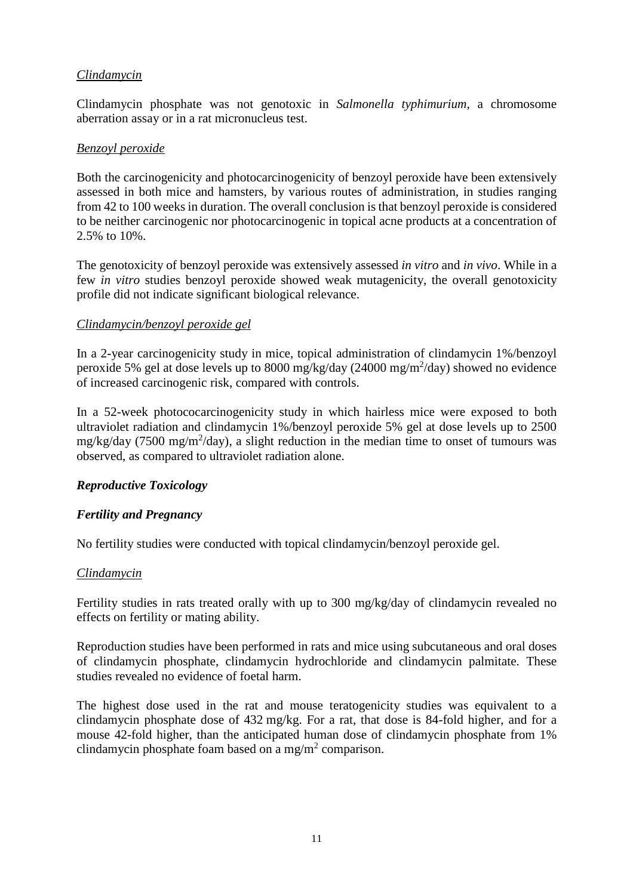*Clindamycin*

Clindamycin phosphate was not genotoxic in *Salmonella typhimurium*, a chromosome aberration assay or in a rat micronucleus test.

*Benzoyl peroxide*

Both the carcinogenicity and photocarcinogenicity of benzoyl peroxide have been extensively assessed in both mice and hamsters, by various routes of administration, in studies ranging from 42 to 100 weeks in duration. The overall conclusion is that benzoyl peroxide is considered to be neither carcinogenic nor photocarcinogenic in topical acne products at a concentration of 2.5% to 10%.

The genotoxicity of benzoyl peroxide was extensively assessed *in vitro* and *in vivo*. While in a few *in vitro* studies benzoyl peroxide showed weak mutagenicity, the overall genotoxicity profile did not indicate significant biological relevance.

*Clindamycin/benzoyl peroxide gel*

In a 2-year carcinogenicity study in mice, topical administration of clindamycin 1%/benzoyl peroxide 5% gel at dose levels up to 8000 mg/kg/day (24000 mg/m$^2$/day) showed no evidence of increased carcinogenic risk, compared with controls.

In a 52-week photococarcinogenicity study in which hairless mice were exposed to both ultraviolet radiation and clindamycin 1%/benzoyl peroxide 5% gel at dose levels up to 2500 mg/kg/day (7500 mg/m$^2$/day), a slight reduction in the median time to onset of tumours was observed, as compared to ultraviolet radiation alone.

***Reproductive Toxicology***

***Fertility and Pregnancy***

No fertility studies were conducted with topical clindamycin/benzoyl peroxide gel.

*Clindamycin*

Fertility studies in rats treated orally with up to 300 mg/kg/day of clindamycin revealed no effects on fertility or mating ability.

Reproduction studies have been performed in rats and mice using subcutaneous and oral doses of clindamycin phosphate, clindamycin hydrochloride and clindamycin palmitate. These studies revealed no evidence of foetal harm.

The highest dose used in the rat and mouse teratogenicity studies was equivalent to a clindamycin phosphate dose of 432 mg/kg. For a rat, that dose is 84-fold higher, and for a mouse 42-fold higher, than the anticipated human dose of clindamycin phosphate from 1% clindamycin phosphate foam based on a mg/m$^2$ comparison.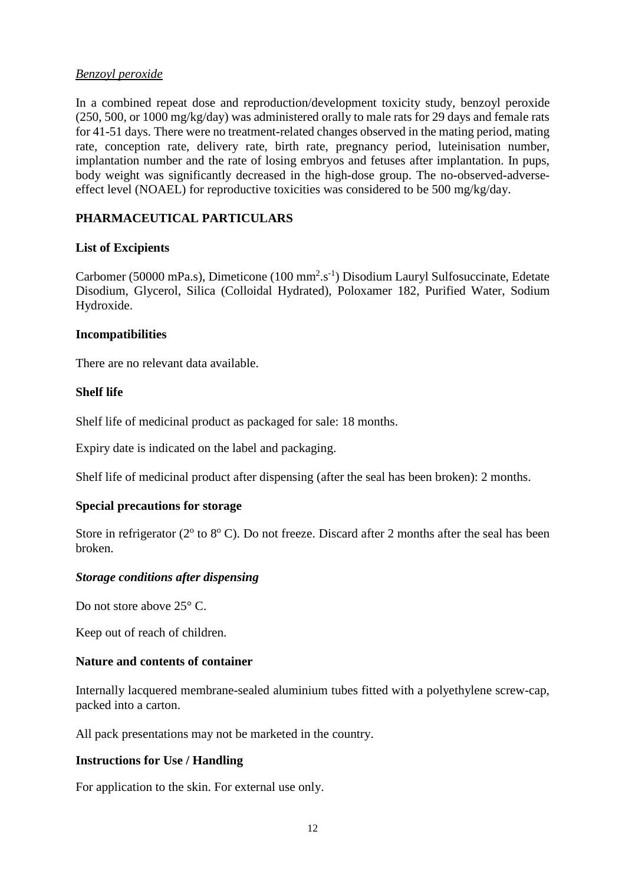*Benzoyl peroxide*

In a combined repeat dose and reproduction/development toxicity study, benzoyl peroxide (250, 500, or 1000 mg/kg/day) was administered orally to male rats for 29 days and female rats for 41-51 days. There were no treatment-related changes observed in the mating period, mating rate, conception rate, delivery rate, birth rate, pregnancy period, luteinisation number, implantation number and the rate of losing embryos and fetuses after implantation. In pups, body weight was significantly decreased in the high-dose group. The no-observed-adverse-effect level (NOAEL) for reproductive toxicities was considered to be 500 mg/kg/day.

## PHARMACEUTICAL PARTICULARS

### List of Excipients

Carbomer (50000 mPa.s), Dimeticone (100 $mm^2.s^{-1}$) Disodium Lauryl Sulfosuccinate, Edetate Disodium, Glycerol, Silica (Colloidal Hydrated), Poloxamer 182, Purified Water, Sodium Hydroxide.

### Incompatibilities

There are no relevant data available.

### Shelf life

Shelf life of medicinal product as packaged for sale: 18 months.

Expiry date is indicated on the label and packaging.

Shelf life of medicinal product after dispensing (after the seal has been broken): 2 months.

### Special precautions for storage

Store in refrigerator ($2^o$ to $8^o$ C). Do not freeze. Discard after 2 months after the seal has been broken.

***Storage conditions after dispensing***

Do not store above 25° C.

Keep out of reach of children.

### Nature and contents of container

Internally lacquered membrane-sealed aluminium tubes fitted with a polyethylene screw-cap, packed into a carton.

All pack presentations may not be marketed in the country.

### Instructions for Use / Handling

For application to the skin. For external use only.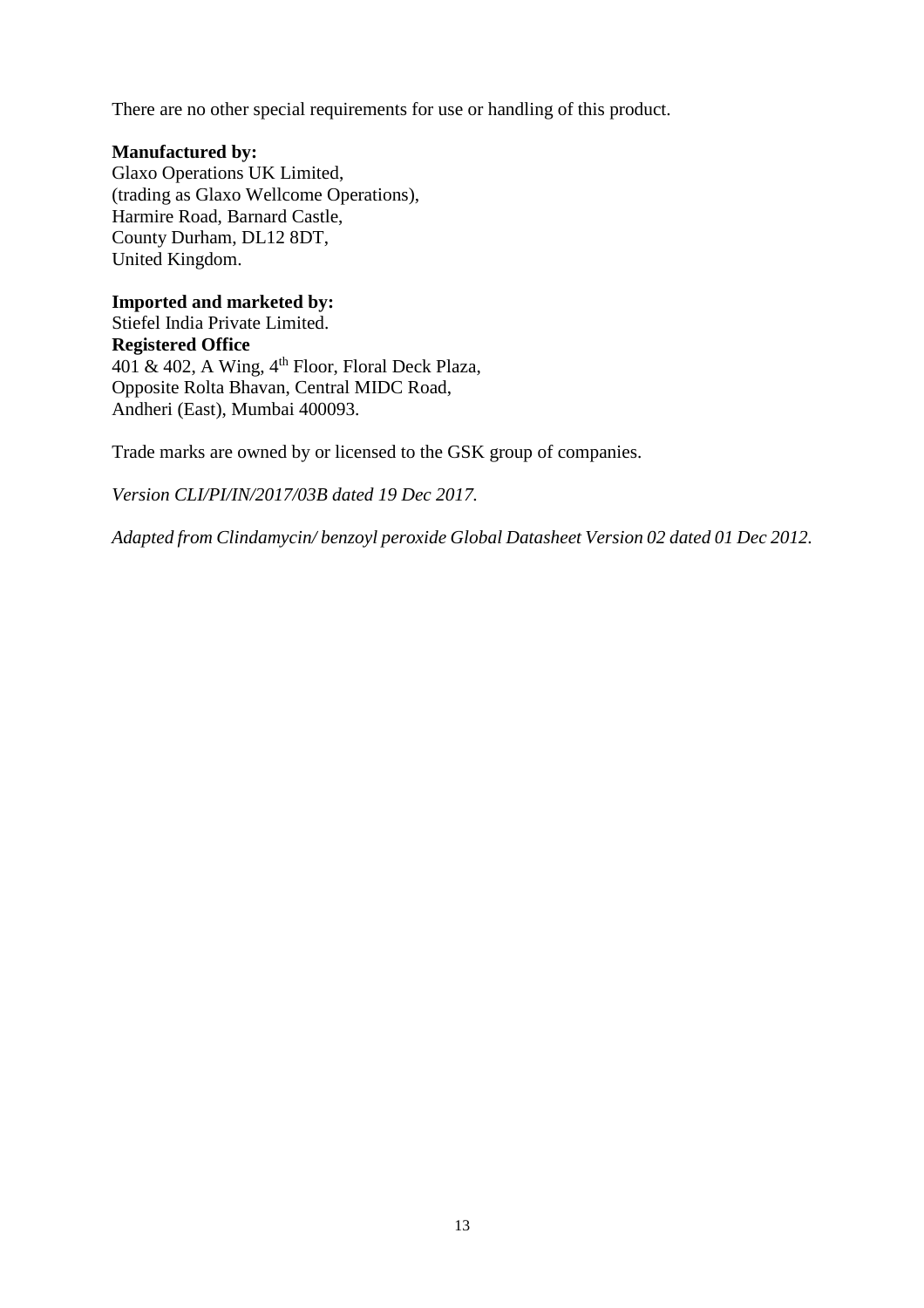There are no other special requirements for use or handling of this product.

**Manufactured by:**
Glaxo Operations UK Limited,
(trading as Glaxo Wellcome Operations),
Harmire Road, Barnard Castle,
County Durham, DL12 8DT,
United Kingdom.

**Imported and marketed by:**
Stiefel India Private Limited.
**Registered Office**
401 & 402, A Wing, 4th Floor, Floral Deck Plaza,
Opposite Rolta Bhavan, Central MIDC Road,
Andheri (East), Mumbai 400093.

Trade marks are owned by or licensed to the GSK group of companies.

*Version CLI/PI/IN/2017/03B dated 19 Dec 2017.*

*Adapted from Clindamycin/ benzoyl peroxide Global Datasheet Version 02 dated 01 Dec 2012.*